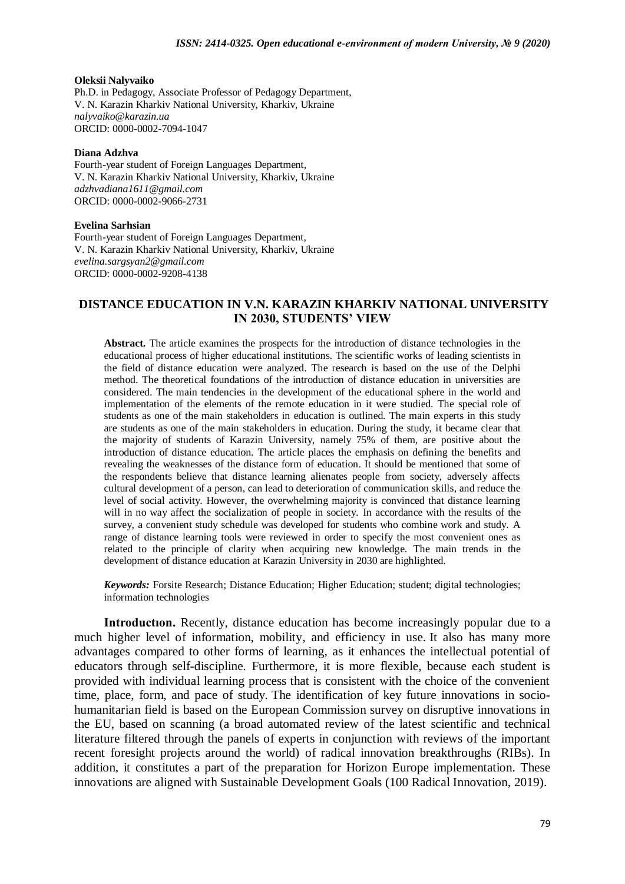**Oleksii Nalyvaiko**
Ph.D. in Pedagogy, Associate Professor of Pedagogy Department,
V. N. Karazin Kharkiv National University, Kharkiv, Ukraine
*nalyvaiko@karazin.ua*
ORCID: 0000-0002-7094-1047

**Diana Adzhva**
Fourth-year student of Foreign Languages Department,
V. N. Karazin Kharkiv National University, Kharkiv, Ukraine
*adzhvadiana1611@gmail.com*
ORCID: 0000-0002-9066-2731

**Evelina Sarhsian**
Fourth-year student of Foreign Languages Department,
V. N. Karazin Kharkiv National University, Kharkiv, Ukraine
*evelina.sargsyan2@gmail.com*
ORCID: 0000-0002-9208-4138

# DISTANCE EDUCATION IN V.N. KARAZIN KHARKIV NATIONAL UNIVERSITY IN 2030, STUDENTS' VIEW

**Abstract.** The article examines the prospects for the introduction of distance technologies in the educational process of higher educational institutions. The scientific works of leading scientists in the field of distance education were analyzed. The research is based on the use of the Delphi method. The theoretical foundations of the introduction of distance education in universities are considered. The main tendencies in the development of the educational sphere in the world and implementation of the elements of the remote education in it were studied. The special role of students as one of the main stakeholders in education is outlined. The main experts in this study are students as one of the main stakeholders in education. During the study, it became clear that the majority of students of Karazin University, namely 75% of them, are positive about the introduction of distance education. The article places the emphasis on defining the benefits and revealing the weaknesses of the distance form of education. It should be mentioned that some of the respondents believe that distance learning alienates people from society, adversely affects cultural development of a person, can lead to deterioration of communication skills, and reduce the level of social activity. However, the overwhelming majority is convinced that distance learning will in no way affect the socialization of people in society. In accordance with the results of the survey, a convenient study schedule was developed for students who combine work and study. A range of distance learning tools were reviewed in order to specify the most convenient ones as related to the principle of clarity when acquiring new knowledge. The main trends in the development of distance education at Karazin University in 2030 are highlighted.

***Keywords:*** Forsite Research; Distance Education; Higher Education; student; digital technologies; information technologies

**Introductıon.** Recently, distance education has become increasingly popular due to a much higher level of information, mobility, and efficiency in use. It also has many more advantages compared to other forms of learning, as it enhances the intellectual potential of educators through self-discipline. Furthermore, it is more flexible, because each student is provided with individual learning process that is consistent with the choice of the convenient time, place, form, and pace of study. The identification of key future innovations in socio-humanitarian field is based on the European Commission survey on disruptive innovations in the EU, based on scanning (a broad automated review of the latest scientific and technical literature filtered through the panels of experts in conjunction with reviews of the important recent foresight projects around the world) of radical innovation breakthroughs (RIBs). In addition, it constitutes a part of the preparation for Horizon Europe implementation. These innovations are aligned with Sustainable Development Goals (100 Radical Innovation, 2019).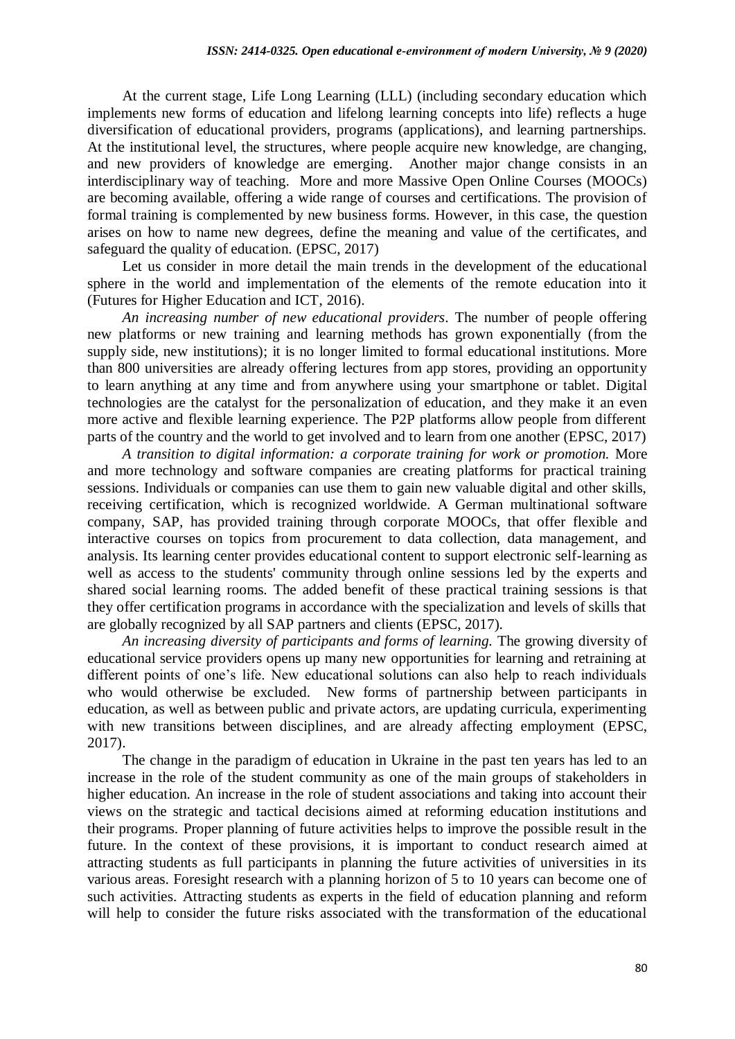At the current stage, Life Long Learning (LLL) (including secondary education which implements new forms of education and lifelong learning concepts into life) reflects a huge diversification of educational providers, programs (applications), and learning partnerships. At the institutional level, the structures, where people acquire new knowledge, are changing, and new providers of knowledge are emerging. Another major change consists in an interdisciplinary way of teaching. More and more Massive Open Online Courses (MOOCs) are becoming available, offering a wide range of courses and certifications. The provision of formal training is complemented by new business forms. However, in this case, the question arises on how to name new degrees, define the meaning and value of the certificates, and safeguard the quality of education. (EPSC, 2017)

Let us consider in more detail the main trends in the development of the educational sphere in the world and implementation of the elements of the remote education into it (Futures for Higher Education and ICT, 2016).

*An increasing number of new educational providers*. The number of people offering new platforms or new training and learning methods has grown exponentially (from the supply side, new institutions); it is no longer limited to formal educational institutions. More than 800 universities are already offering lectures from app stores, providing an opportunity to learn anything at any time and from anywhere using your smartphone or tablet. Digital technologies are the catalyst for the personalization of education, and they make it an even more active and flexible learning experience. The P2P platforms allow people from different parts of the country and the world to get involved and to learn from one another (EPSC, 2017)

*A transition to digital information: a corporate training for work or promotion.* More and more technology and software companies are creating platforms for practical training sessions. Individuals or companies can use them to gain new valuable digital and other skills, receiving certification, which is recognized worldwide. A German multinational software company, SAP, has provided training through corporate MOOCs, that offer flexible and interactive courses on topics from procurement to data collection, data management, and analysis. Its learning center provides educational content to support electronic self-learning as well as access to the students' community through online sessions led by the experts and shared social learning rooms. The added benefit of these practical training sessions is that they offer certification programs in accordance with the specialization and levels of skills that are globally recognized by all SAP partners and clients (EPSC, 2017).

*An increasing diversity of participants and forms of learning.* The growing diversity of educational service providers opens up many new opportunities for learning and retraining at different points of one's life. New educational solutions can also help to reach individuals who would otherwise be excluded. New forms of partnership between participants in education, as well as between public and private actors, are updating curricula, experimenting with new transitions between disciplines, and are already affecting employment (EPSC, 2017).

The change in the paradigm of education in Ukraine in the past ten years has led to an increase in the role of the student community as one of the main groups of stakeholders in higher education. An increase in the role of student associations and taking into account their views on the strategic and tactical decisions aimed at reforming education institutions and their programs. Proper planning of future activities helps to improve the possible result in the future. In the context of these provisions, it is important to conduct research aimed at attracting students as full participants in planning the future activities of universities in its various areas. Foresight research with a planning horizon of 5 to 10 years can become one of such activities. Attracting students as experts in the field of education planning and reform will help to consider the future risks associated with the transformation of the educational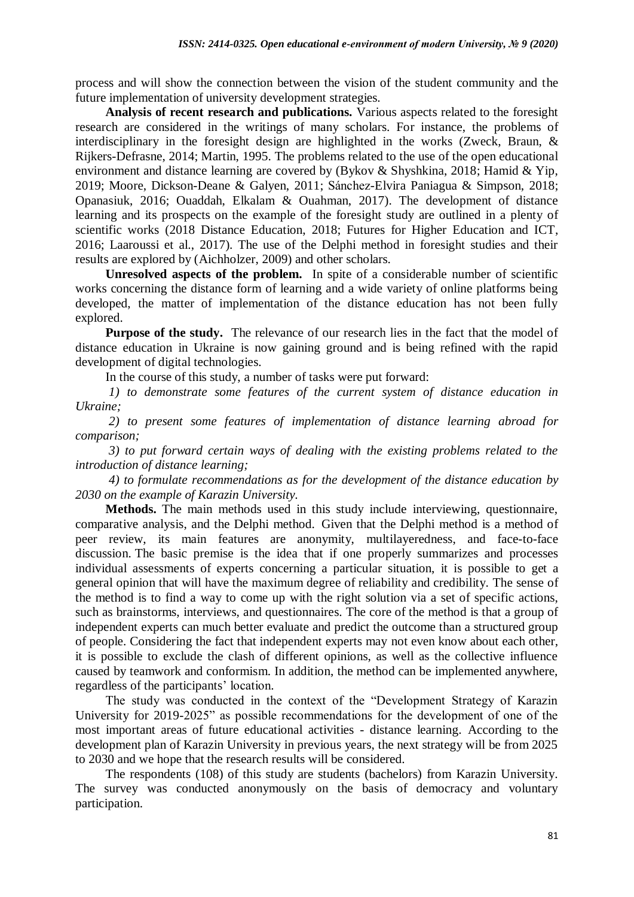process and will show the connection between the vision of the student community and the future implementation of university development strategies.

**Analysis of recent research and publications.** Various aspects related to the foresight research are considered in the writings of many scholars. For instance, the problems of interdisciplinary in the foresight design are highlighted in the works (Zweck, Braun, & Rijkers-Defrasne, 2014; Martin, 1995. The problems related to the use of the open educational environment and distance learning are covered by (Bykov & Shyshkina, 2018; Hamid & Yip, 2019; Moore, Dickson-Deane & Galyen, 2011; Sánchez-Elvira Paniagua & Simpson, 2018; Opanasiuk, 2016; Ouaddah, Elkalam & Ouahman, 2017). The development of distance learning and its prospects on the example of the foresight study are outlined in a plenty of scientific works (2018 Distance Education, 2018; Futures for Higher Education and ICT, 2016; Laaroussi et al., 2017). The use of the Delphi method in foresight studies and their results are explored by (Aichholzer, 2009) and other scholars.

**Unresolved aspects of the problem.** In spite of a considerable number of scientific works concerning the distance form of learning and a wide variety of online platforms being developed, the matter of implementation of the distance education has not been fully explored.

**Purpose of the study.** The relevance of our research lies in the fact that the model of distance education in Ukraine is now gaining ground and is being refined with the rapid development of digital technologies.

In the course of this study, a number of tasks were put forward:

*1) to demonstrate some features of the current system of distance education in Ukraine;*

*2) to present some features of implementation of distance learning abroad for comparison;*

*3) to put forward certain ways of dealing with the existing problems related to the introduction of distance learning;*

*4) to formulate recommendations as for the development of the distance education by 2030 on the example of Karazin University.*

**Methods.** The main methods used in this study include interviewing, questionnaire, comparative analysis, and the Delphi method. Given that the Delphi method is a method of peer review, its main features are anonymity, multilayeredness, and face-to-face discussion. The basic premise is the idea that if one properly summarizes and processes individual assessments of experts concerning a particular situation, it is possible to get a general opinion that will have the maximum degree of reliability and credibility. The sense of the method is to find a way to come up with the right solution via a set of specific actions, such as brainstorms, interviews, and questionnaires. The core of the method is that a group of independent experts can much better evaluate and predict the outcome than a structured group of people. Considering the fact that independent experts may not even know about each other, it is possible to exclude the clash of different opinions, as well as the collective influence caused by teamwork and conformism. In addition, the method can be implemented anywhere, regardless of the participants' location.

The study was conducted in the context of the "Development Strategy of Karazin University for 2019-2025" as possible recommendations for the development of one of the most important areas of future educational activities - distance learning. According to the development plan of Karazin University in previous years, the next strategy will be from 2025 to 2030 and we hope that the research results will be considered.

The respondents (108) of this study are students (bachelors) from Karazin University. The survey was conducted anonymously on the basis of democracy and voluntary participation.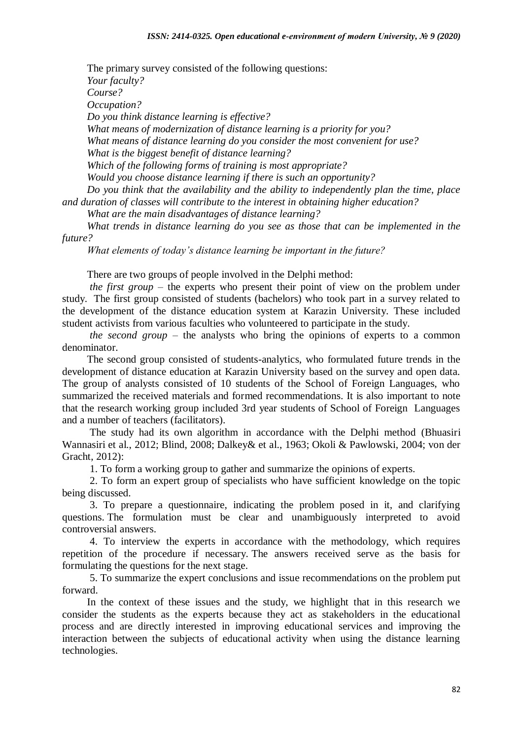The primary survey consisted of the following questions:

*Your faculty?*

*Course?*

*Occupation?*

*Do you think distance learning is effective?*

*What means of modernization of distance learning is a priority for you?*

*What means of distance learning do you consider the most convenient for use?*

*What is the biggest benefit of distance learning?*

*Which of the following forms of training is most appropriate?*

*Would you choose distance learning if there is such an opportunity?*

*Do you think that the availability and the ability to independently plan the time, place and duration of classes will contribute to the interest in obtaining higher education?*

*What are the main disadvantages of distance learning?*

*What trends in distance learning do you see as those that can be implemented in the future?*

*What elements of today's distance learning be important in the future?*

There are two groups of people involved in the Delphi method:

*the first group* – the experts who present their point of view on the problem under study. The first group consisted of students (bachelors) who took part in a survey related to the development of the distance education system at Karazin University. These included student activists from various faculties who volunteered to participate in the study.

*the second group* – the analysts who bring the opinions of experts to a common denominator.

The second group consisted of students-analytics, who formulated future trends in the development of distance education at Karazin University based on the survey and open data. The group of analysts consisted of 10 students of the School of Foreign Languages, who summarized the received materials and formed recommendations. It is also important to note that the research working group included 3rd year students of School of Foreign Languages and a number of teachers (facilitators).

The study had its own algorithm in accordance with the Delphi method (Bhuasiri Wannasiri et al., 2012; Blind, 2008; Dalkey& et al., 1963; Okoli & Pawlowski, 2004; von der Gracht, 2012):

1. To form a working group to gather and summarize the opinions of experts.

2. To form an expert group of specialists who have sufficient knowledge on the topic being discussed.

3. To prepare a questionnaire, indicating the problem posed in it, and clarifying questions. The formulation must be clear and unambiguously interpreted to avoid controversial answers.

4. To interview the experts in accordance with the methodology, which requires repetition of the procedure if necessary. The answers received serve as the basis for formulating the questions for the next stage.

5. To summarize the expert conclusions and issue recommendations on the problem put forward.

In the context of these issues and the study, we highlight that in this research we consider the students as the experts because they act as stakeholders in the educational process and are directly interested in improving educational services and improving the interaction between the subjects of educational activity when using the distance learning technologies.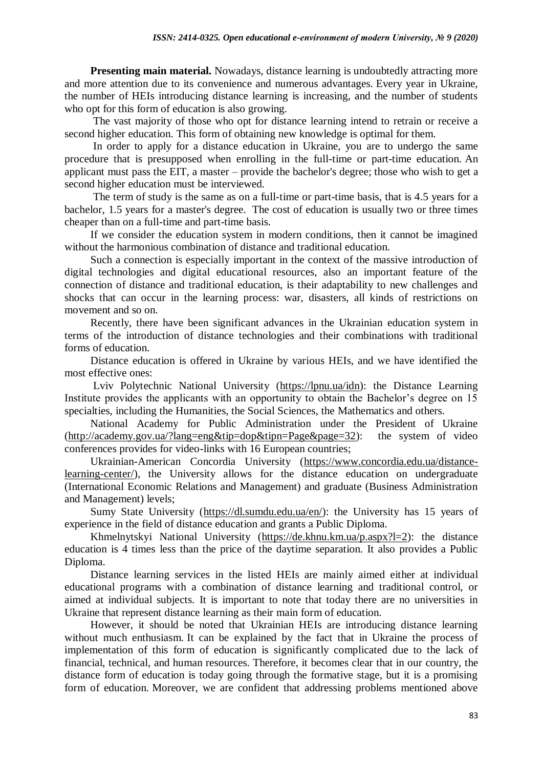**Presenting main material.** Nowadays, distance learning is undoubtedly attracting more and more attention due to its convenience and numerous advantages. Every year in Ukraine, the number of HEIs introducing distance learning is increasing, and the number of students who opt for this form of education is also growing.

The vast majority of those who opt for distance learning intend to retrain or receive a second higher education. This form of obtaining new knowledge is optimal for them.

In order to apply for a distance education in Ukraine, you are to undergo the same procedure that is presupposed when enrolling in the full-time or part-time education. An applicant must pass the EIT, a master – provide the bachelor's degree; those who wish to get a second higher education must be interviewed.

The term of study is the same as on a full-time or part-time basis, that is 4.5 years for a bachelor, 1.5 years for a master's degree. The cost of education is usually two or three times cheaper than on a full-time and part-time basis.

If we consider the education system in modern conditions, then it cannot be imagined without the harmonious combination of distance and traditional education.

Such a connection is especially important in the context of the massive introduction of digital technologies and digital educational resources, also an important feature of the connection of distance and traditional education, is their adaptability to new challenges and shocks that can occur in the learning process: war, disasters, all kinds of restrictions on movement and so on.

Recently, there have been significant advances in the Ukrainian education system in terms of the introduction of distance technologies and their combinations with traditional forms of education.

Distance education is offered in Ukraine by various HEIs, and we have identified the most effective ones:

Lviv Polytechnic National University (https://lpnu.ua/idn): the Distance Learning Institute provides the applicants with an opportunity to obtain the Bachelor's degree on 15 specialties, including the Humanities, the Social Sciences, the Mathematics and others.

National Academy for Public Administration under the President of Ukraine (http://academy.gov.ua/?lang=eng&tip=dop&tipn=Page&page=32): the system of video conferences provides for video-links with 16 European countries;

Ukrainian-American Concordia University (https://www.concordia.edu.ua/distance-learning-center/), the University allows for the distance education on undergraduate (International Economic Relations and Management) and graduate (Business Administration and Management) levels;

Sumy State University (https://dl.sumdu.edu.ua/en/): the University has 15 years of experience in the field of distance education and grants a Public Diploma.

Khmelnytskyi National University (https://de.khnu.km.ua/p.aspx?l=2): the distance education is 4 times less than the price of the daytime separation. It also provides a Public Diploma.

Distance learning services in the listed HEIs are mainly aimed either at individual educational programs with a combination of distance learning and traditional control, or aimed at individual subjects. It is important to note that today there are no universities in Ukraine that represent distance learning as their main form of education.

However, it should be noted that Ukrainian HEIs are introducing distance learning without much enthusiasm. It can be explained by the fact that in Ukraine the process of implementation of this form of education is significantly complicated due to the lack of financial, technical, and human resources. Therefore, it becomes clear that in our country, the distance form of education is today going through the formative stage, but it is a promising form of education. Moreover, we are confident that addressing problems mentioned above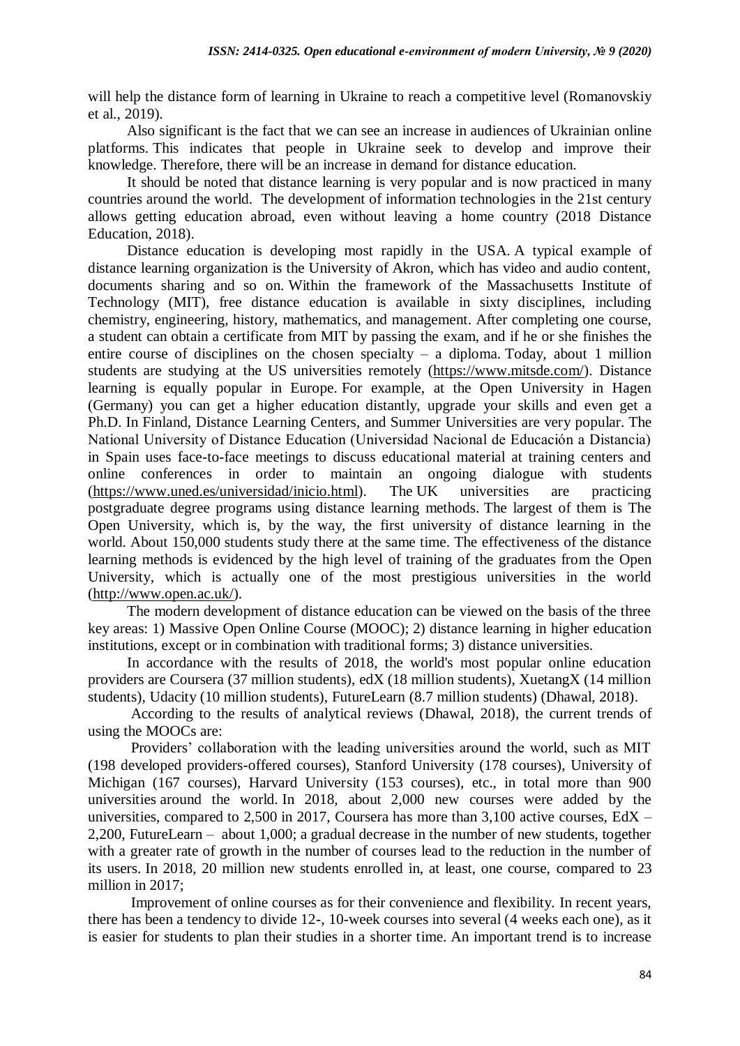will help the distance form of learning in Ukraine to reach a competitive level (Romanovskiy et al., 2019).

Also significant is the fact that we can see an increase in audiences of Ukrainian online platforms. This indicates that people in Ukraine seek to develop and improve their knowledge. Therefore, there will be an increase in demand for distance education.

It should be noted that distance learning is very popular and is now practiced in many countries around the world. The development of information technologies in the 21st century allows getting education abroad, even without leaving a home country (2018 Distance Education, 2018).

Distance education is developing most rapidly in the USA. A typical example of distance learning organization is the University of Akron, which has video and audio content, documents sharing and so on. Within the framework of the Massachusetts Institute of Technology (MIT), free distance education is available in sixty disciplines, including chemistry, engineering, history, mathematics, and management. After completing one course, a student can obtain a certificate from MIT by passing the exam, and if he or she finishes the entire course of disciplines on the chosen specialty – a diploma. Today, about 1 million students are studying at the US universities remotely (https://www.mitsde.com/). Distance learning is equally popular in Europe. For example, at the Open University in Hagen (Germany) you can get a higher education distantly, upgrade your skills and even get a Ph.D. In Finland, Distance Learning Centers, and Summer Universities are very popular. The National University of Distance Education (Universidad Nacional de Educación a Distancia) in Spain uses face-to-face meetings to discuss educational material at training centers and online conferences in order to maintain an ongoing dialogue with students (https://www.uned.es/universidad/inicio.html). The UK universities are practicing postgraduate degree programs using distance learning methods. The largest of them is The Open University, which is, by the way, the first university of distance learning in the world. About 150,000 students study there at the same time. The effectiveness of the distance learning methods is evidenced by the high level of training of the graduates from the Open University, which is actually one of the most prestigious universities in the world (http://www.open.ac.uk/).

The modern development of distance education can be viewed on the basis of the three key areas: 1) Massive Open Online Course (MOOC); 2) distance learning in higher education institutions, except or in combination with traditional forms; 3) distance universities.

In accordance with the results of 2018, the world's most popular online education providers are Coursera (37 million students), edX (18 million students), XuetangX (14 million students), Udacity (10 million students), FutureLearn (8.7 million students) (Dhawal, 2018).

According to the results of analytical reviews (Dhawal, 2018), the current trends of using the MOOCs are:

Providers' collaboration with the leading universities around the world, such as MIT (198 developed providers-offered courses), Stanford University (178 courses), University of Michigan (167 courses), Harvard University (153 courses), etc., in total more than 900 universities around the world. In 2018, about 2,000 new courses were added by the universities, compared to 2,500 in 2017, Coursera has more than 3,100 active courses, EdX – 2,200, FutureLearn – about 1,000; a gradual decrease in the number of new students, together with a greater rate of growth in the number of courses lead to the reduction in the number of its users. In 2018, 20 million new students enrolled in, at least, one course, compared to 23 million in 2017;

Improvement of online courses as for their convenience and flexibility. In recent years, there has been a tendency to divide 12-, 10-week courses into several (4 weeks each one), as it is easier for students to plan their studies in a shorter time. An important trend is to increase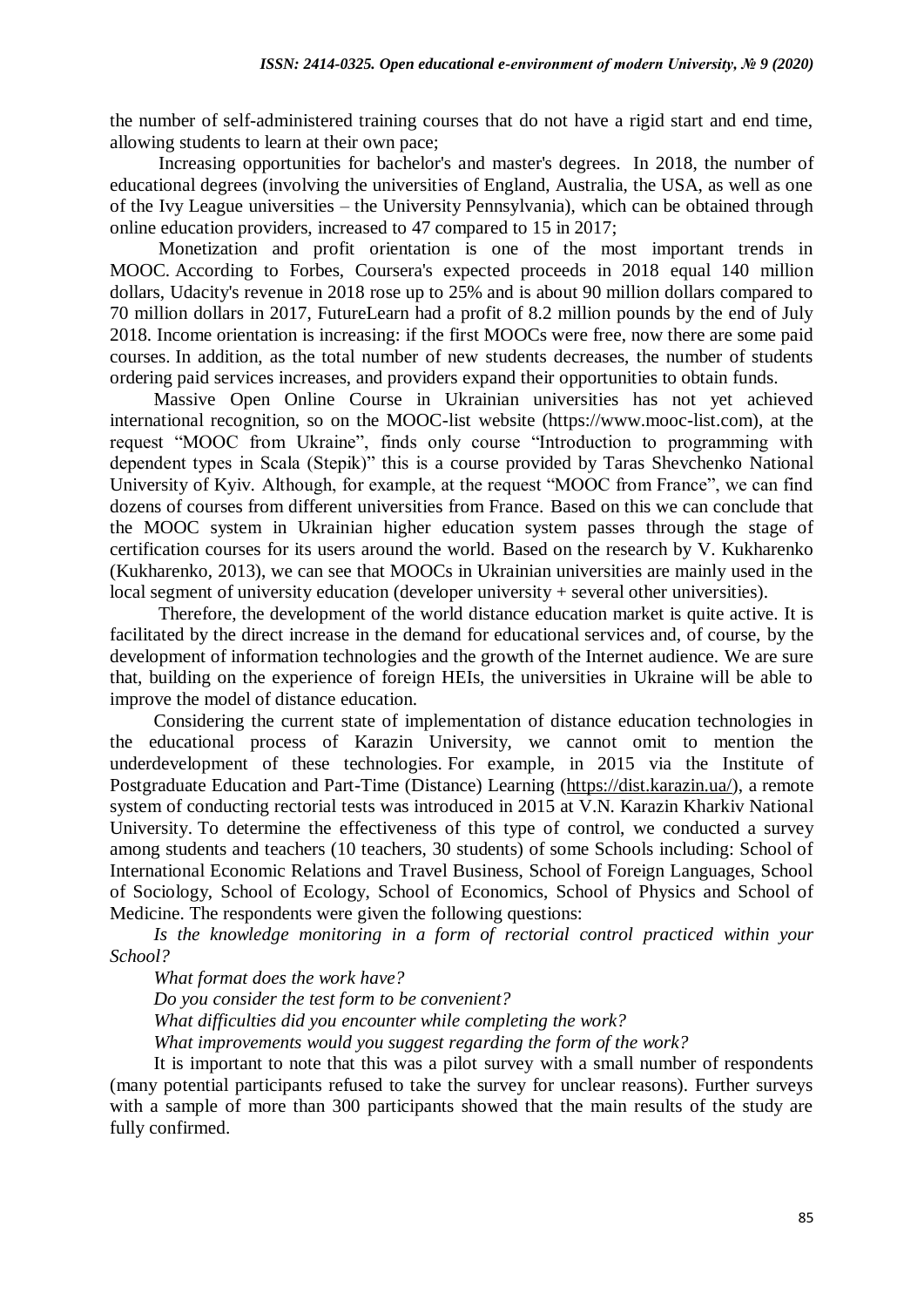the number of self-administered training courses that do not have a rigid start and end time, allowing students to learn at their own pace;

Increasing opportunities for bachelor's and master's degrees. In 2018, the number of educational degrees (involving the universities of England, Australia, the USA, as well as one of the Ivy League universities – the University Pennsylvania), which can be obtained through online education providers, increased to 47 compared to 15 in 2017;

Monetization and profit orientation is one of the most important trends in MOOC. According to Forbes, Coursera's expected proceeds in 2018 equal 140 million dollars, Udacity's revenue in 2018 rose up to 25% and is about 90 million dollars compared to 70 million dollars in 2017, FutureLearn had a profit of 8.2 million pounds by the end of July 2018. Income orientation is increasing: if the first MOOCs were free, now there are some paid courses. In addition, as the total number of new students decreases, the number of students ordering paid services increases, and providers expand their opportunities to obtain funds.

Massive Open Online Course in Ukrainian universities has not yet achieved international recognition, so on the MOOC-list website (https://www.mooc-list.com), at the request "MOOC from Ukraine", finds only course "Introduction to programming with dependent types in Scala (Stepik)" this is a course provided by Taras Shevchenko National University of Kyiv. Although, for example, at the request "MOOC from France", we can find dozens of courses from different universities from France. Based on this we can conclude that the MOOC system in Ukrainian higher education system passes through the stage of certification courses for its users around the world. Based on the research by V. Kukharenko (Kukharenko, 2013), we can see that MOOCs in Ukrainian universities are mainly used in the local segment of university education (developer university + several other universities).

Therefore, the development of the world distance education market is quite active. It is facilitated by the direct increase in the demand for educational services and, of course, by the development of information technologies and the growth of the Internet audience. We are sure that, building on the experience of foreign HEIs, the universities in Ukraine will be able to improve the model of distance education.

Considering the current state of implementation of distance education technologies in the educational process of Karazin University, we cannot omit to mention the underdevelopment of these technologies. For example, in 2015 via the Institute of Postgraduate Education and Part-Time (Distance) Learning (https://dist.karazin.ua/), a remote system of conducting rectorial tests was introduced in 2015 at V.N. Karazin Kharkiv National University. To determine the effectiveness of this type of control, we conducted a survey among students and teachers (10 teachers, 30 students) of some Schools including: School of International Economic Relations and Travel Business, School of Foreign Languages, School of Sociology, School of Ecology, School of Economics, School of Physics and School of Medicine. The respondents were given the following questions:

*Is the knowledge monitoring in a form of rectorial control practiced within your School?*

*What format does the work have?*

*Do you consider the test form to be convenient?*

*What difficulties did you encounter while completing the work?*

*What improvements would you suggest regarding the form of the work?*

It is important to note that this was a pilot survey with a small number of respondents (many potential participants refused to take the survey for unclear reasons). Further surveys with a sample of more than 300 participants showed that the main results of the study are fully confirmed.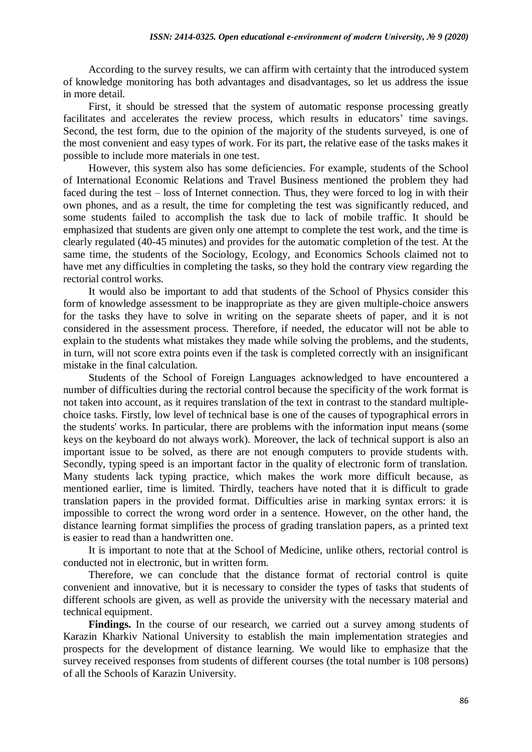According to the survey results, we can affirm with certainty that the introduced system of knowledge monitoring has both advantages and disadvantages, so let us address the issue in more detail.

First, it should be stressed that the system of automatic response processing greatly facilitates and accelerates the review process, which results in educators' time savings. Second, the test form, due to the opinion of the majority of the students surveyed, is one of the most convenient and easy types of work. For its part, the relative ease of the tasks makes it possible to include more materials in one test.

However, this system also has some deficiencies. For example, students of the School of International Economic Relations and Travel Business mentioned the problem they had faced during the test – loss of Internet connection. Thus, they were forced to log in with their own phones, and as a result, the time for completing the test was significantly reduced, and some students failed to accomplish the task due to lack of mobile traffic. It should be emphasized that students are given only one attempt to complete the test work, and the time is clearly regulated (40-45 minutes) and provides for the automatic completion of the test. At the same time, the students of the Sociology, Ecology, and Economics Schools claimed not to have met any difficulties in completing the tasks, so they hold the contrary view regarding the rectorial control works.

It would also be important to add that students of the School of Physics consider this form of knowledge assessment to be inappropriate as they are given multiple-choice answers for the tasks they have to solve in writing on the separate sheets of paper, and it is not considered in the assessment process. Therefore, if needed, the educator will not be able to explain to the students what mistakes they made while solving the problems, and the students, in turn, will not score extra points even if the task is completed correctly with an insignificant mistake in the final calculation.

Students of the School of Foreign Languages acknowledged to have encountered a number of difficulties during the rectorial control because the specificity of the work format is not taken into account, as it requires translation of the text in contrast to the standard multiple-choice tasks. Firstly, low level of technical base is one of the causes of typographical errors in the students' works. In particular, there are problems with the information input means (some keys on the keyboard do not always work). Moreover, the lack of technical support is also an important issue to be solved, as there are not enough computers to provide students with. Secondly, typing speed is an important factor in the quality of electronic form of translation. Many students lack typing practice, which makes the work more difficult because, as mentioned earlier, time is limited. Thirdly, teachers have noted that it is difficult to grade translation papers in the provided format. Difficulties arise in marking syntax errors: it is impossible to correct the wrong word order in a sentence. However, on the other hand, the distance learning format simplifies the process of grading translation papers, as a printed text is easier to read than a handwritten one.

It is important to note that at the School of Medicine, unlike others, rectorial control is conducted not in electronic, but in written form.

Therefore, we can conclude that the distance format of rectorial control is quite convenient and innovative, but it is necessary to consider the types of tasks that students of different schools are given, as well as provide the university with the necessary material and technical equipment.

**Findings.** In the course of our research, we carried out a survey among students of Karazin Kharkiv National University to establish the main implementation strategies and prospects for the development of distance learning. We would like to emphasize that the survey received responses from students of different courses (the total number is 108 persons) of all the Schools of Karazin University.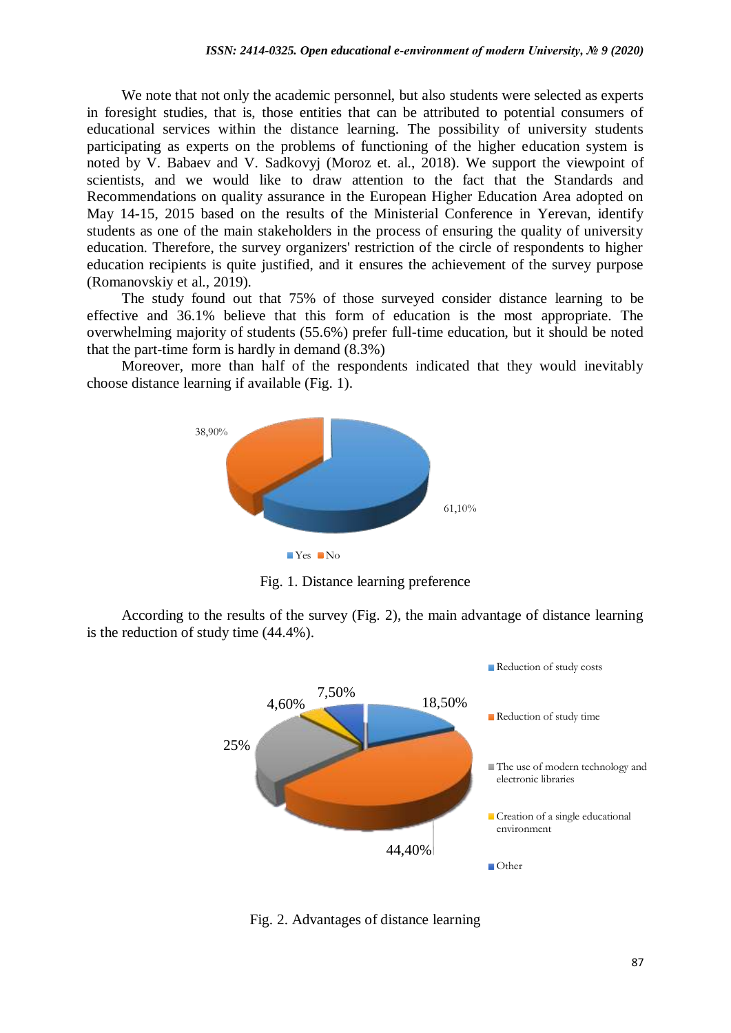We note that not only the academic personnel, but also students were selected as experts in foresight studies, that is, those entities that can be attributed to potential consumers of educational services within the distance learning. The possibility of university students participating as experts on the problems of functioning of the higher education system is noted by V. Babaev and V. Sadkovyj (Moroz et. al., 2018). We support the viewpoint of scientists, and we would like to draw attention to the fact that the Standards and Recommendations on quality assurance in the European Higher Education Area adopted on May 14-15, 2015 based on the results of the Ministerial Conference in Yerevan, identify students as one of the main stakeholders in the process of ensuring the quality of university education. Therefore, the survey organizers' restriction of the circle of respondents to higher education recipients is quite justified, and it ensures the achievement of the survey purpose (Romanovskiy et al., 2019).

The study found out that 75% of those surveyed consider distance learning to be effective and 36.1% believe that this form of education is the most appropriate. The overwhelming majority of students (55.6%) prefer full-time education, but it should be noted that the part-time form is hardly in demand (8.3%)

Moreover, more than half of the respondents indicated that they would inevitably choose distance learning if available (Fig. 1).

38,90%
61,10%
Yes
No

Fig. 1. Distance learning preference

According to the results of the survey (Fig. 2), the main advantage of distance learning is the reduction of study time (44.4%).

7,50%
4,60%
18,50%
25%
44,40%
Reduction of study costs
Reduction of study time
The use of modern technology and electronic libraries
Creation of a single educational environment
Other

Fig. 2. Advantages of distance learning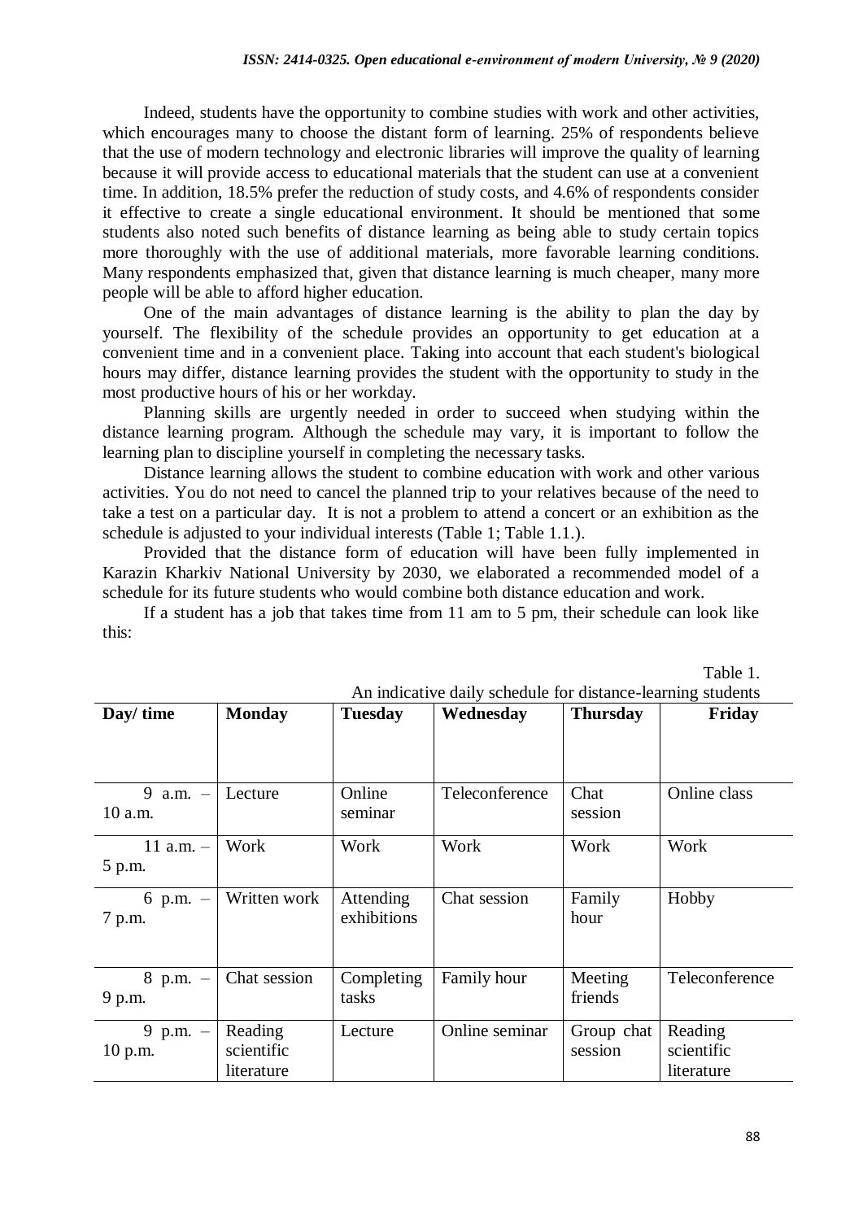Indeed, students have the opportunity to combine studies with work and other activities, which encourages many to choose the distant form of learning. 25% of respondents believe that the use of modern technology and electronic libraries will improve the quality of learning because it will provide access to educational materials that the student can use at a convenient time. In addition, 18.5% prefer the reduction of study costs, and 4.6% of respondents consider it effective to create a single educational environment. It should be mentioned that some students also noted such benefits of distance learning as being able to study certain topics more thoroughly with the use of additional materials, more favorable learning conditions. Many respondents emphasized that, given that distance learning is much cheaper, many more people will be able to afford higher education.

One of the main advantages of distance learning is the ability to plan the day by yourself. The flexibility of the schedule provides an opportunity to get education at a convenient time and in a convenient place. Taking into account that each student's biological hours may differ, distance learning provides the student with the opportunity to study in the most productive hours of his or her workday.

Planning skills are urgently needed in order to succeed when studying within the distance learning program. Although the schedule may vary, it is important to follow the learning plan to discipline yourself in completing the necessary tasks.

Distance learning allows the student to combine education with work and other various activities. You do not need to cancel the planned trip to your relatives because of the need to take a test on a particular day. It is not a problem to attend a concert or an exhibition as the schedule is adjusted to your individual interests (Table 1; Table 1.1.).

Provided that the distance form of education will have been fully implemented in Karazin Kharkiv National University by 2030, we elaborated a recommended model of a schedule for its future students who would combine both distance education and work.

If a student has a job that takes time from 11 am to 5 pm, their schedule can look like this:

Table 1.

An indicative daily schedule for distance-learning students

| Day/ time | Monday | Tuesday | Wednesday | Thursday | Friday |
|---|---|---|---|---|---|
| 9 a.m. – 10 a.m. | Lecture | Online seminar | Teleconference | Chat session | Online class |
| 11 a.m. – 5 p.m. | Work | Work | Work | Work | Work |
| 6 p.m. – 7 p.m. | Written work | Attending exhibitions | Chat session | Family hour | Hobby |
| 8 p.m. – 9 p.m. | Chat session | Completing tasks | Family hour | Meeting friends | Teleconference |
| 9 p.m. – 10 p.m. | Reading scientific literature | Lecture | Online seminar | Group chat session | Reading scientific literature |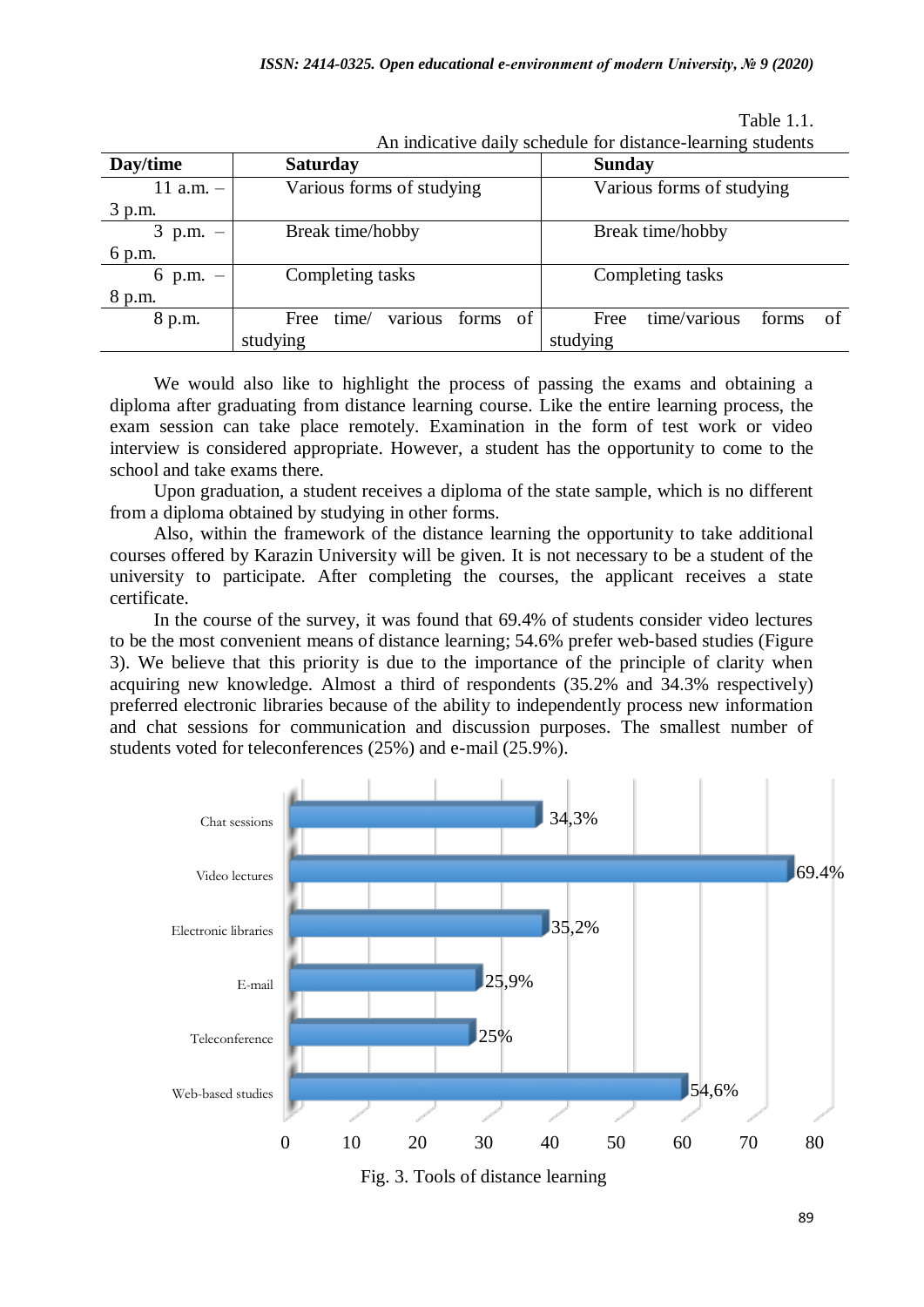Table 1.1.

An indicative daily schedule for distance-learning students

| Day/time | Saturday | Sunday |
|---|---|---|
| 11 a.m. – 3 p.m. | Various forms of studying | Various forms of studying |
| 3 p.m. – 6 p.m. | Break time/hobby | Break time/hobby |
| 6 p.m. – 8 p.m. | Completing tasks | Completing tasks |
| 8 p.m. | Free time/ various forms of studying | Free time/various forms of studying |

We would also like to highlight the process of passing the exams and obtaining a diploma after graduating from distance learning course. Like the entire learning process, the exam session can take place remotely. Examination in the form of test work or video interview is considered appropriate. However, a student has the opportunity to come to the school and take exams there.

Upon graduation, a student receives a diploma of the state sample, which is no different from a diploma obtained by studying in other forms.

Also, within the framework of the distance learning the opportunity to take additional courses offered by Karazin University will be given. It is not necessary to be a student of the university to participate. After completing the courses, the applicant receives a state certificate.

In the course of the survey, it was found that 69.4% of students consider video lectures to be the most convenient means of distance learning; 54.6% prefer web-based studies (Figure 3). We believe that this priority is due to the importance of the principle of clarity when acquiring new knowledge. Almost a third of respondents (35.2% and 34.3% respectively) preferred electronic libraries because of the ability to independently process new information and chat sessions for communication and discussion purposes. The smallest number of students voted for teleconferences (25%) and e-mail (25.9%).

Chat sessions 34,3%
Video lectures 69.4%
Electronic libraries 35,2%
E-mail 25,9%
Teleconference 25%
Web-based studies 54,6%

0 10 20 30 40 50 60 70 80

Fig. 3. Tools of distance learning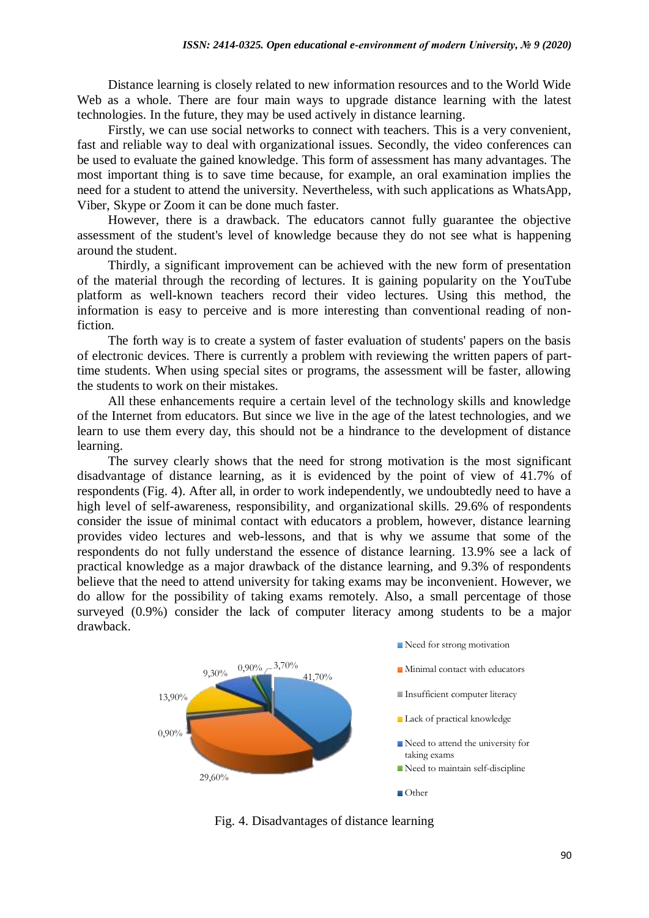Distance learning is closely related to new information resources and to the World Wide Web as a whole. There are four main ways to upgrade distance learning with the latest technologies. In the future, they may be used actively in distance learning.

Firstly, we can use social networks to connect with teachers. This is a very convenient, fast and reliable way to deal with organizational issues. Secondly, the video conferences can be used to evaluate the gained knowledge. This form of assessment has many advantages. The most important thing is to save time because, for example, an oral examination implies the need for a student to attend the university. Nevertheless, with such applications as WhatsApp, Viber, Skype or Zoom it can be done much faster.

However, there is a drawback. The educators cannot fully guarantee the objective assessment of the student's level of knowledge because they do not see what is happening around the student.

Thirdly, a significant improvement can be achieved with the new form of presentation of the material through the recording of lectures. It is gaining popularity on the YouTube platform as well-known teachers record their video lectures. Using this method, the information is easy to perceive and is more interesting than conventional reading of non-fiction.

The forth way is to create a system of faster evaluation of students' papers on the basis of electronic devices. There is currently a problem with reviewing the written papers of part-time students. When using special sites or programs, the assessment will be faster, allowing the students to work on their mistakes.

All these enhancements require a certain level of the technology skills and knowledge of the Internet from educators. But since we live in the age of the latest technologies, and we learn to use them every day, this should not be a hindrance to the development of distance learning.

The survey clearly shows that the need for strong motivation is the most significant disadvantage of distance learning, as it is evidenced by the point of view of 41.7% of respondents (Fig. 4). After all, in order to work independently, we undoubtedly need to have a high level of self-awareness, responsibility, and organizational skills. 29.6% of respondents consider the issue of minimal contact with educators a problem, however, distance learning provides video lectures and web-lessons, and that is why we assume that some of the respondents do not fully understand the essence of distance learning. 13.9% see a lack of practical knowledge as a major drawback of the distance learning, and 9.3% of respondents believe that the need to attend university for taking exams may be inconvenient. However, we do allow for the possibility of taking exams remotely. Also, a small percentage of those surveyed (0.9%) consider the lack of computer literacy among students to be a major drawback.

41,70%
29,60%
0,90%
13,90%
9,30%
0,90%
3,70%

Need for strong motivation
Minimal contact with educators
Insufficient computer literacy
Lack of practical knowledge
Need to attend the university for taking exams
Need to maintain self-discipline
Other

Fig. 4. Disadvantages of distance learning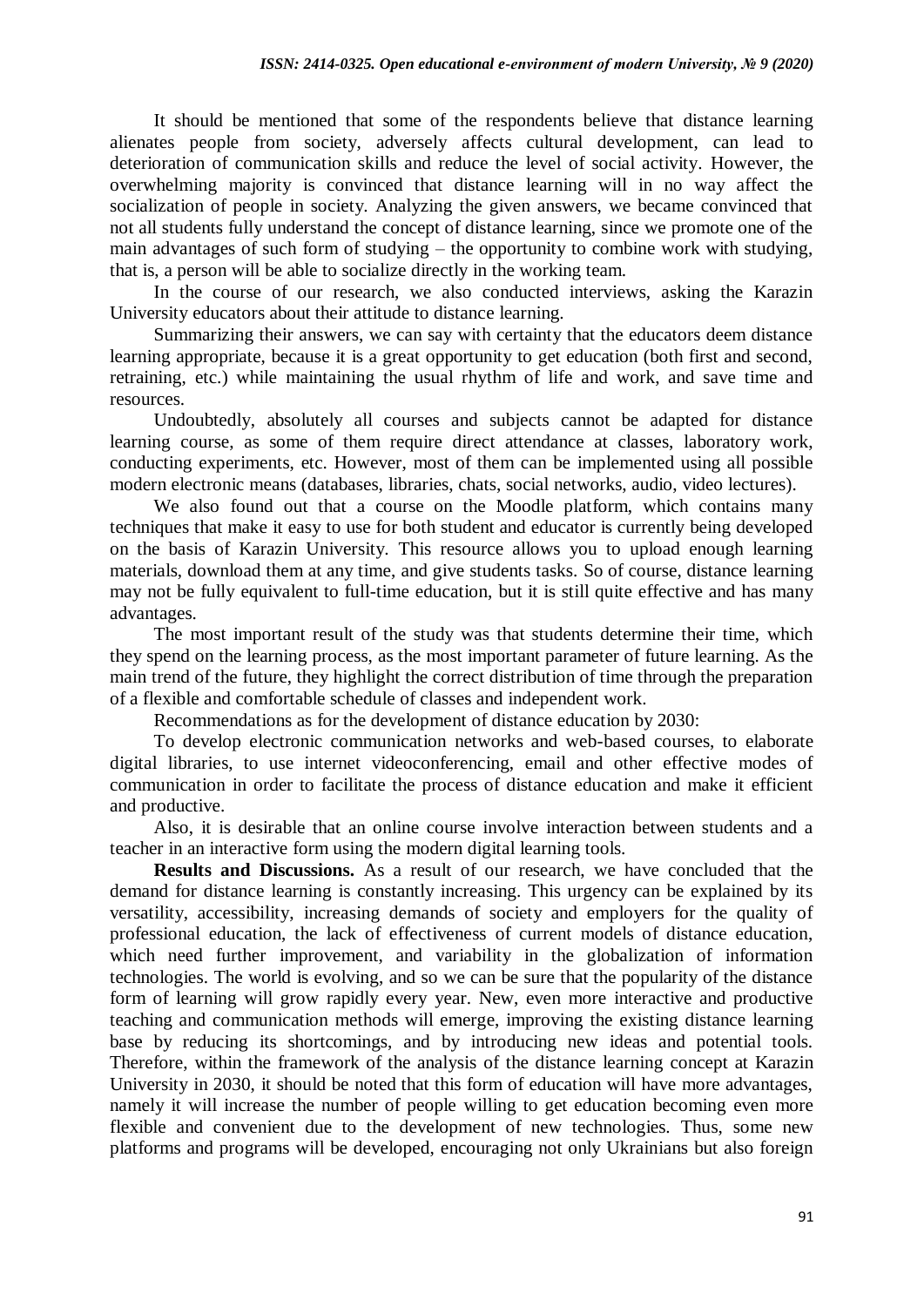It should be mentioned that some of the respondents believe that distance learning alienates people from society, adversely affects cultural development, can lead to deterioration of communication skills and reduce the level of social activity. However, the overwhelming majority is convinced that distance learning will in no way affect the socialization of people in society. Analyzing the given answers, we became convinced that not all students fully understand the concept of distance learning, since we promote one of the main advantages of such form of studying – the opportunity to combine work with studying, that is, a person will be able to socialize directly in the working team.

In the course of our research, we also conducted interviews, asking the Karazin University educators about their attitude to distance learning.

Summarizing their answers, we can say with certainty that the educators deem distance learning appropriate, because it is a great opportunity to get education (both first and second, retraining, etc.) while maintaining the usual rhythm of life and work, and save time and resources.

Undoubtedly, absolutely all courses and subjects cannot be adapted for distance learning course, as some of them require direct attendance at classes, laboratory work, conducting experiments, etc. However, most of them can be implemented using all possible modern electronic means (databases, libraries, chats, social networks, audio, video lectures).

We also found out that a course on the Moodle platform, which contains many techniques that make it easy to use for both student and educator is currently being developed on the basis of Karazin University. This resource allows you to upload enough learning materials, download them at any time, and give students tasks. So of course, distance learning may not be fully equivalent to full-time education, but it is still quite effective and has many advantages.

The most important result of the study was that students determine their time, which they spend on the learning process, as the most important parameter of future learning. As the main trend of the future, they highlight the correct distribution of time through the preparation of a flexible and comfortable schedule of classes and independent work.

Recommendations as for the development of distance education by 2030:

To develop electronic communication networks and web-based courses, to elaborate digital libraries, to use internet videoconferencing, email and other effective modes of communication in order to facilitate the process of distance education and make it efficient and productive.

Also, it is desirable that an online course involve interaction between students and a teacher in an interactive form using the modern digital learning tools.

**Results and Discussions.** As a result of our research, we have concluded that the demand for distance learning is constantly increasing. This urgency can be explained by its versatility, accessibility, increasing demands of society and employers for the quality of professional education, the lack of effectiveness of current models of distance education, which need further improvement, and variability in the globalization of information technologies. The world is evolving, and so we can be sure that the popularity of the distance form of learning will grow rapidly every year. New, even more interactive and productive teaching and communication methods will emerge, improving the existing distance learning base by reducing its shortcomings, and by introducing new ideas and potential tools. Therefore, within the framework of the analysis of the distance learning concept at Karazin University in 2030, it should be noted that this form of education will have more advantages, namely it will increase the number of people willing to get education becoming even more flexible and convenient due to the development of new technologies. Thus, some new platforms and programs will be developed, encouraging not only Ukrainians but also foreign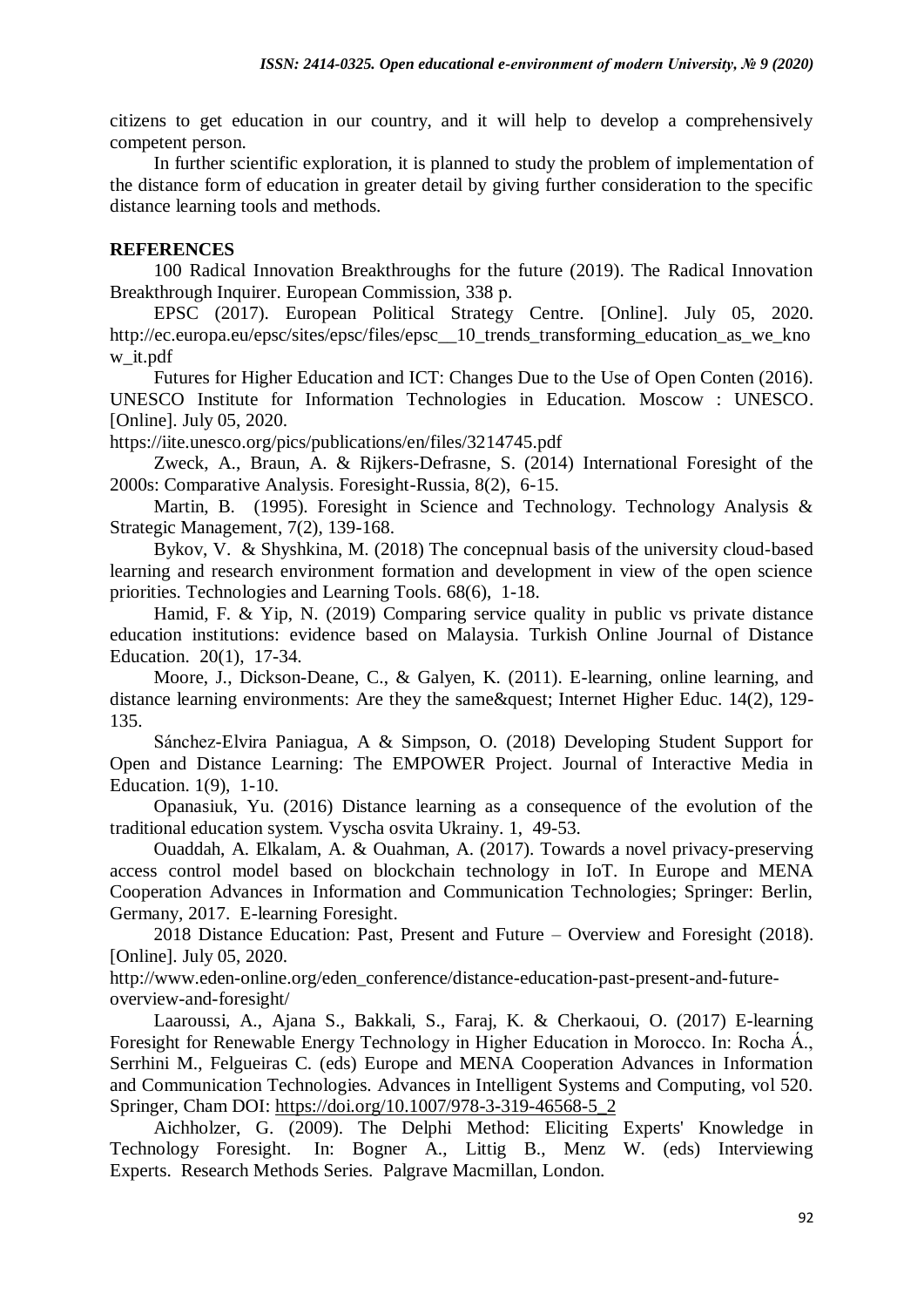citizens to get education in our country, and it will help to develop a comprehensively competent person.

In further scientific exploration, it is planned to study the problem of implementation of the distance form of education in greater detail by giving further consideration to the specific distance learning tools and methods.

**REFERENCES**

100 Radical Innovation Breakthroughs for the future (2019). The Radical Innovation Breakthrough Inquirer. European Commission, 338 p.

EPSC (2017). European Political Strategy Centre. [Online]. July 05, 2020. http://ec.europa.eu/epsc/sites/epsc/files/epsc__10_trends_transforming_education_as_we_know_it.pdf

Futures for Higher Education and ICT: Changes Due to the Use of Open Conten (2016). UNESCO Institute for Information Technologies in Education. Moscow : UNESCO. [Online]. July 05, 2020.
https://iite.unesco.org/pics/publications/en/files/3214745.pdf

Zweck, A., Braun, A. & Rijkers-Defrasne, S. (2014) International Foresight of the 2000s: Comparative Analysis. Foresight-Russia, 8(2), 6-15.

Martin, B. (1995). Foresight in Science and Technology. Technology Analysis & Strategic Management, 7(2), 139-168.

Bykov, V. & Shyshkina, M. (2018) The concepnual basis of the university cloud-based learning and research environment formation and development in view of the open science priorities. Technologies and Learning Tools. 68(6), 1-18.

Hamid, F. & Yip, N. (2019) Comparing service quality in public vs private distance education institutions: evidence based on Malaysia. Turkish Online Journal of Distance Education. 20(1), 17-34.

Moore, J., Dickson-Deane, C., & Galyen, K. (2011). E-learning, online learning, and distance learning environments: Are they the same&quest; Internet Higher Educ. 14(2), 129-135.

Sánchez-Elvira Paniagua, A & Simpson, O. (2018) Developing Student Support for Open and Distance Learning: The EMPOWER Project. Journal of Interactive Media in Education. 1(9), 1-10.

Opanasiuk, Yu. (2016) Distance learning as a consequence of the evolution of the traditional education system. Vyscha osvita Ukrainy. 1, 49-53.

Ouaddah, A. Elkalam, A. & Ouahman, A. (2017). Towards a novel privacy-preserving access control model based on blockchain technology in IoT. In Europe and MENA Cooperation Advances in Information and Communication Technologies; Springer: Berlin, Germany, 2017. E-learning Foresight.

2018 Distance Education: Past, Present and Future – Overview and Foresight (2018). [Online]. July 05, 2020.
http://www.eden-online.org/eden_conference/distance-education-past-present-and-future-overview-and-foresight/

Laaroussi, A., Ajana S., Bakkali, S., Faraj, K. & Cherkaoui, O. (2017) E-learning Foresight for Renewable Energy Technology in Higher Education in Morocco. In: Rocha Á., Serrhini M., Felgueiras C. (eds) Europe and MENA Cooperation Advances in Information and Communication Technologies. Advances in Intelligent Systems and Computing, vol 520. Springer, Cham DOI: https://doi.org/10.1007/978-3-319-46568-5_2

Aichholzer, G. (2009). The Delphi Method: Eliciting Experts' Knowledge in Technology Foresight. In: Bogner A., Littig B., Menz W. (eds) Interviewing Experts. Research Methods Series. Palgrave Macmillan, London.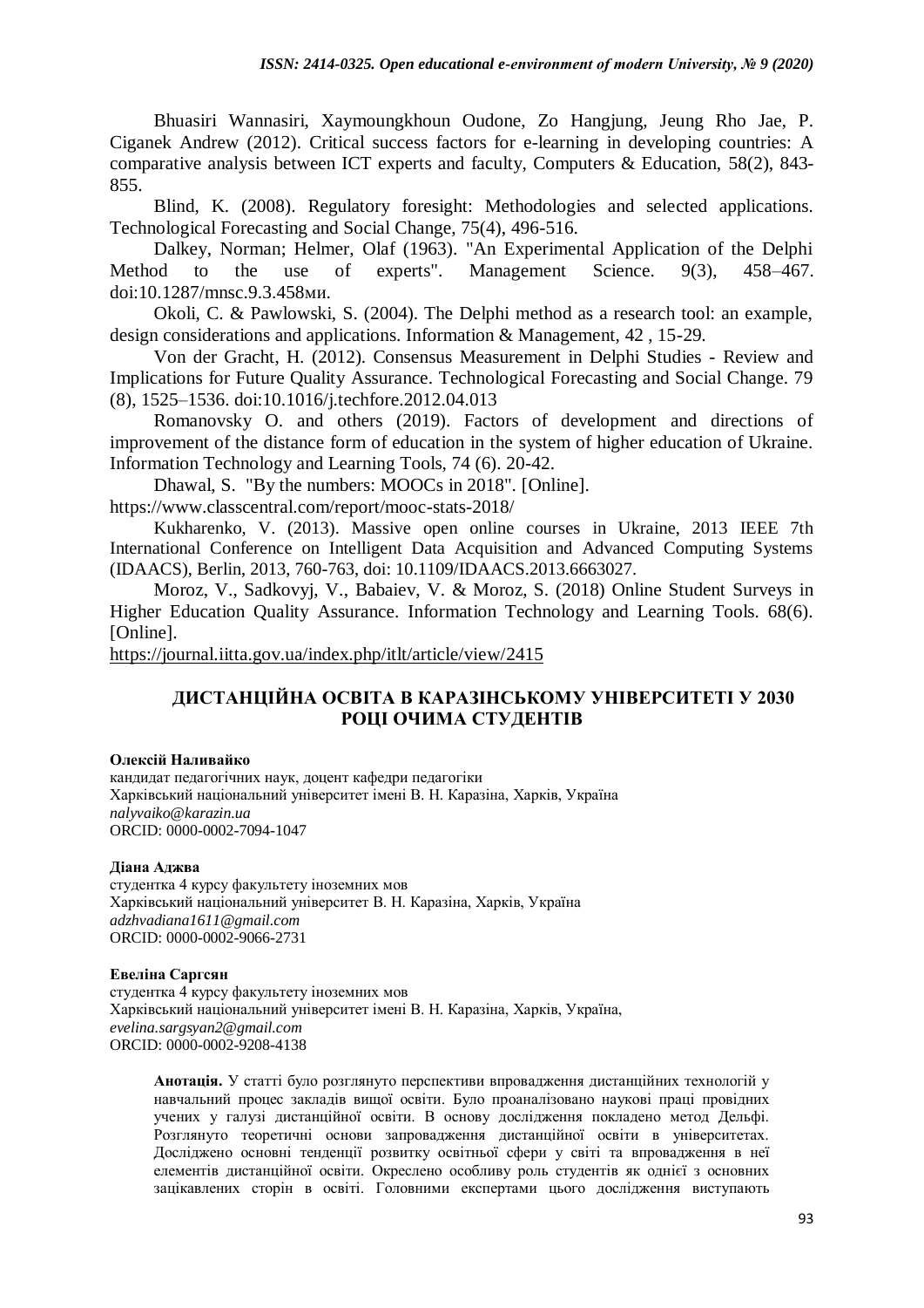Bhuasiri Wannasiri, Xaymoungkhoun Oudone, Zo Hangjung, Jeung Rho Jae, P. Ciganek Andrew (2012). Critical success factors for e-learning in developing countries: A comparative analysis between ICT experts and faculty, Computers & Education, 58(2), 843-855.

Blind, K. (2008). Regulatory foresight: Methodologies and selected applications. Technological Forecasting and Social Change, 75(4), 496-516.

Dalkey, Norman; Helmer, Olaf (1963). "An Experimental Application of the Delphi Method to the use of experts". Management Science. 9(3), 458–467. doi:10.1287/mnsc.9.3.458ми.

Okoli, C. & Pawlowski, S. (2004). The Delphi method as a research tool: an example, design considerations and applications. Information & Management, 42 , 15-29.

Von der Gracht, H. (2012). Consensus Measurement in Delphi Studies - Review and Implications for Future Quality Assurance. Technological Forecasting and Social Change. 79 (8), 1525–1536. doi:10.1016/j.techfore.2012.04.013

Romanovsky O. and others (2019). Factors of development and directions of improvement of the distance form of education in the system of higher education of Ukraine. Information Technology and Learning Tools, 74 (6). 20-42.

Dhawal, S. "By the numbers: MOOCs in 2018". [Online]. https://www.classcentral.com/report/mooc-stats-2018/

Kukharenko, V. (2013). Massive open online courses in Ukraine, 2013 IEEE 7th International Conference on Intelligent Data Acquisition and Advanced Computing Systems (IDAACS), Berlin, 2013, 760-763, doi: 10.1109/IDAACS.2013.6663027.

Moroz, V., Sadkovyj, V., Babaiev, V. & Moroz, S. (2018) Online Student Surveys in Higher Education Quality Assurance. Information Technology and Learning Tools. 68(6). [Online]. https://journal.iitta.gov.ua/index.php/itlt/article/view/2415

## ДИСТАНЦІЙНА ОСВІТА В КАРАЗІНСЬКОМУ УНІВЕРСИТЕТІ У 2030 РОЦІ ОЧИМА СТУДЕНТІВ

**Олексій Наливайко**
кандидат педагогічних наук, доцент кафедри педагогіки
Харківський національний університет імені В. Н. Каразіна, Харків, Україна
*nalyvaiko@karazin.ua*
ORCID: 0000-0002-7094-1047

**Діана Аджва**
студентка 4 курсу факультету іноземних мов
Харківський національний університет В. Н. Каразіна, Харків, Україна
*adzhvadiana1611@gmail.com*
ORCID: 0000-0002-9066-2731

**Евеліна Саргсян**
студентка 4 курсу факультету іноземних мов
Харківський національний університет імені В. Н. Каразіна, Харків, Україна,
*evelina.sargsyan2@gmail.com*
ORCID: 0000-0002-9208-4138

**Анотація.** У статті було розглянуто перспективи впровадження дистанційних технологій у навчальний процес закладів вищої освіти. Було проаналізовано наукові праці провідних учених у галузі дистанційної освіти. В основу дослідження покладено метод Дельфі. Розглянуто теоретичні основи запровадження дистанційної освіти в університетах. Досліджено основні тенденції розвитку освітньої сфери у світі та впровадження в неї елементів дистанційної освіти. Окреслено особливу роль студентів як однієї з основних зацікавлених сторін в освіті. Головними експертами цього дослідження виступають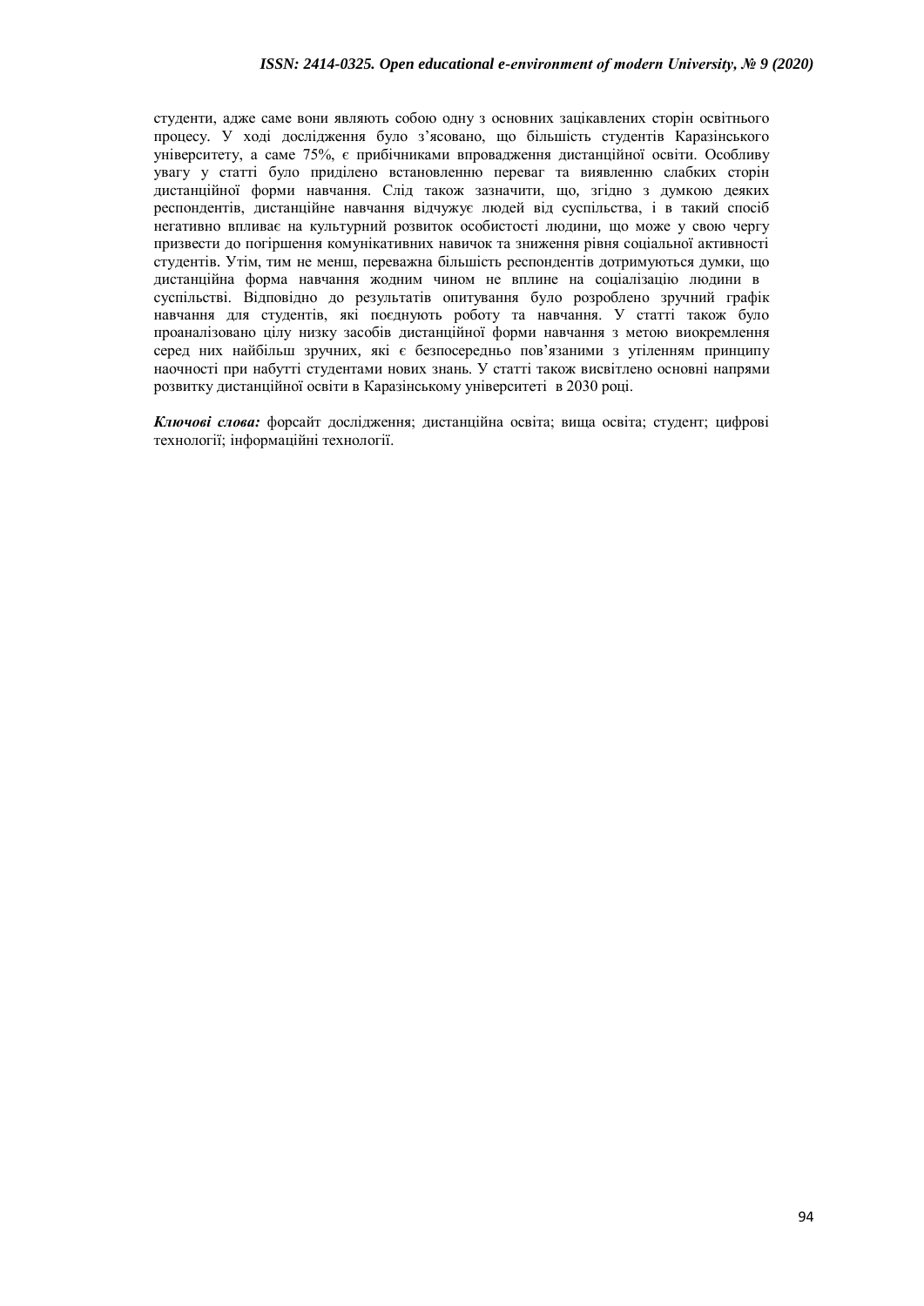студенти, адже саме вони являють собою одну з основних зацікавлених сторін освітнього процесу. У ході дослідження було з'ясовано, що більшість студентів Каразінського університету, а саме 75%, є прибічниками впровадження дистанційної освіти. Особливу увагу у статті було приділено встановленню переваг та виявленню слабких сторін дистанційної форми навчання. Слід також зазначити, що, згідно з думкою деяких респондентів, дистанційне навчання відчужує людей від суспільства, і в такий спосіб негативно впливає на культурний розвиток особистості людини, що може у свою чергу призвести до погіршення комунікативних навичок та зниження рівня соціальної активності студентів. Утім, тим не менш, переважна більшість респондентів дотримуються думки, що дистанційна форма навчання жодним чином не вплине на соціалізацію людини в суспільстві. Відповідно до результатів опитування було розроблено зручний графік навчання для студентів, які поєднують роботу та навчання. У статті також було проаналізовано цілу низку засобів дистанційної форми навчання з метою виокремлення серед них найбільш зручних, які є безпосередньо пов'язаними з утіленням принципу наочності при набутті студентами нових знань. У статті також висвітлено основні напрями розвитку дистанційної освіти в Каразінському університеті в 2030 році.

***Ключові слова:*** форсайт дослідження; дистанційна освіта; вища освіта; студент; цифрові технології; інформаційні технології.